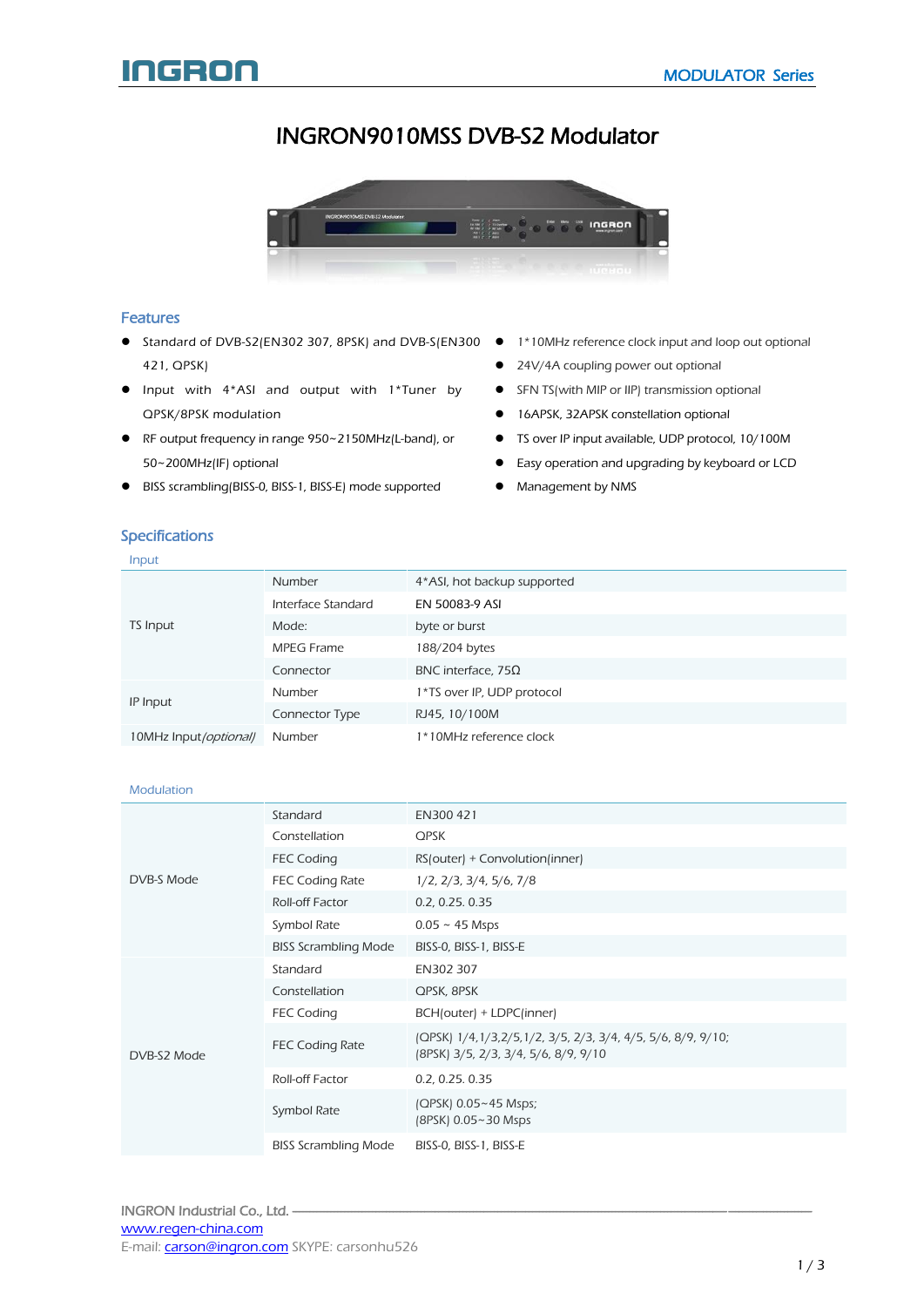# INGRON9010MSS DVB-S2 Modulator

## Features

- Standard of DVB-S2(EN302 307, 8PSK) and DVB-S(EN300 421, QPSK)
- Input with 4*ASI and output with 1*Tuner by QPSK/8PSK modulation
- RF output frequency in range 950~2150MHz(L-band), or 50~200MHz(IF) optional
- BISS scrambling(BISS-0, BISS-1, BISS-E) mode supported
- 1*10MHz reference clock input and loop out optional
- 24V/4A coupling power out optional
- SFN TS(with MIP or IIP) transmission optional
- 16APSK, 32APSK constellation optional
- TS over IP input available, UDP protocol, 10/100M
- Easy operation and upgrading by keyboard or LCD
- Management by NMS

## Specifications

### Input

| | | |
|---|---|---|
| TS Input | Number | 4*ASI, hot backup supported |
| | Interface Standard | EN 50083-9 ASI |
| | Mode: | byte or burst |
| | MPEG Frame | 188/204 bytes |
| | Connector | BNC interface, 75Ω |
| IP Input | Number | 1*TS over IP, UDP protocol |
| | Connector Type | RJ45, 10/100M |
| 10MHz Input*(optional)* | Number | 1*10MHz reference clock |

### Modulation

| | | |
|---|---|---|
| DVB-S Mode | Standard | EN300 421 |
| | Constellation | QPSK |
| | FEC Coding | RS(outer) + Convolution(inner) |
| | FEC Coding Rate | 1/2, 2/3, 3/4, 5/6, 7/8 |
| | Roll-off Factor | 0.2, 0.25. 0.35 |
| | Symbol Rate | 0.05 ~ 45 Msps |
| | BISS Scrambling Mode | BISS-0, BISS-1, BISS-E |
| DVB-S2 Mode | Standard | EN302 307 |
| | Constellation | QPSK, 8PSK |
| | FEC Coding | BCH(outer) + LDPC(inner) |
| | FEC Coding Rate | (QPSK) 1/4,1/3,2/5,1/2, 3/5, 2/3, 3/4, 4/5, 5/6, 8/9, 9/10;<br>(8PSK) 3/5, 2/3, 3/4, 5/6, 8/9, 9/10 |
| | Roll-off Factor | 0.2, 0.25. 0.35 |
| | Symbol Rate | (QPSK) 0.05~45 Msps;<br>(8PSK) 0.05~30 Msps |
| | BISS Scrambling Mode | BISS-0, BISS-1, BISS-E |

INGRON Industrial Co., Ltd.
www.regen-china.com
E-mail: carson@ingron.com SKYPE: carsonhu526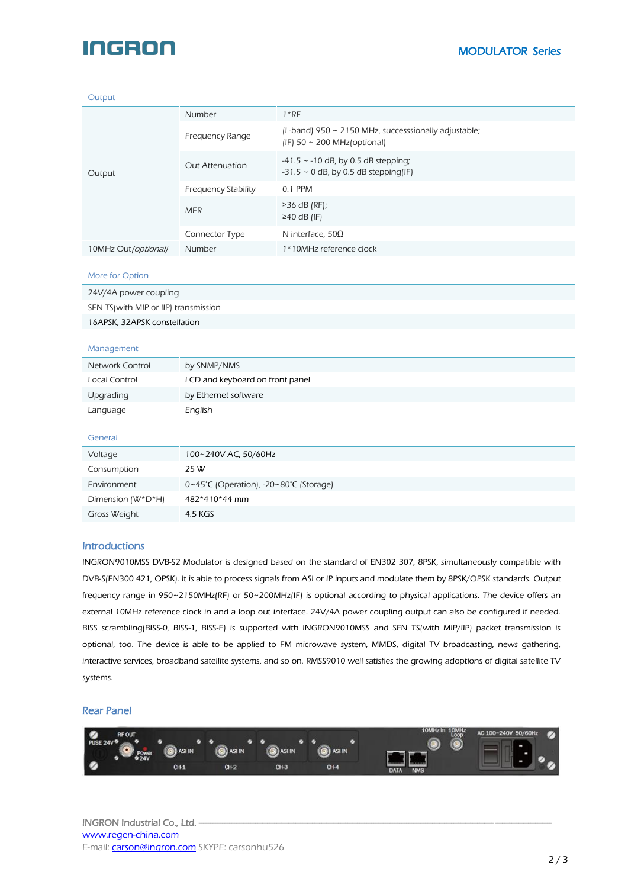### Output

| Output | Number | 1*RF |
|---|---|---|
| | Frequency Range | (L-band) 950 ~ 2150 MHz, successsionally adjustable;<br>(IF) 50 ~ 200 MHz(optional) |
| | Out Attenuation | -41.5 ~ -10 dB, by 0.5 dB stepping;<br>-31.5 ~ 0 dB, by 0.5 dB stepping(IF) |
| | Frequency Stability | 0.1 PPM |
| | MER | ≥36 dB (RF);<br>≥40 dB (IF) |
| | Connector Type | N interface, 50Ω |
| 10MHz Out*(optional)* | Number | 1*10MHz reference clock |

### More for Option

| |
|---|
| 24V/4A power coupling |
| SFN TS(with MIP or IIP) transmission |
| 16APSK, 32APSK constellation |

### Management

| | |
|---|---|
| Network Control | by SNMP/NMS |
| Local Control | LCD and keyboard on front panel |
| Upgrading | by Ethernet software |
| Language | English |

### General

| | |
|---|---|
| Voltage | 100~240V AC, 50/60Hz |
| Consumption | 25 W |
| Environment | 0~45°C (Operation), -20~80°C (Storage) |
| Dimension (W*D*H) | 482*410*44 mm |
| Gross Weight | 4.5 KGS |

## Introductions

INGRON9010MSS DVB-S2 Modulator is designed based on the standard of EN302 307, 8PSK, simultaneously compatible with DVB-S(EN300 421, QPSK). It is able to process signals from ASI or IP inputs and modulate them by 8PSK/QPSK standards. Output frequency range in 950~2150MHz(RF) or 50~200MHz(IF) is optional according to physical applications. The device offers an external 10MHz reference clock in and a loop out interface. 24V/4A power coupling output can also be configured if needed. BISS scrambling(BISS-0, BISS-1, BISS-E) is supported with INGRON9010MSS and SFN TS(with MIP/IIP) packet transmission is optional, too. The device is able to be applied to FM microwave system, MMDS, digital TV broadcasting, news gathering, interactive services, broadband satellite systems, and so on. RMSS9010 well satisfies the growing adoptions of digital satellite TV systems.

## Rear Panel

FUSE 24V | RF OUT | Power 24V | ASI IN CH-1 | ASI IN CH-2 | ASI IN CH-3 | ASI IN CH-4 | DATA | NMS | 10MHz In | 10MHz Loop | AC 100~240V 50/60Hz

INGRON Industrial Co., Ltd.
www.regen-china.com
E-mail: carson@ingron.com SKYPE: carsonhu526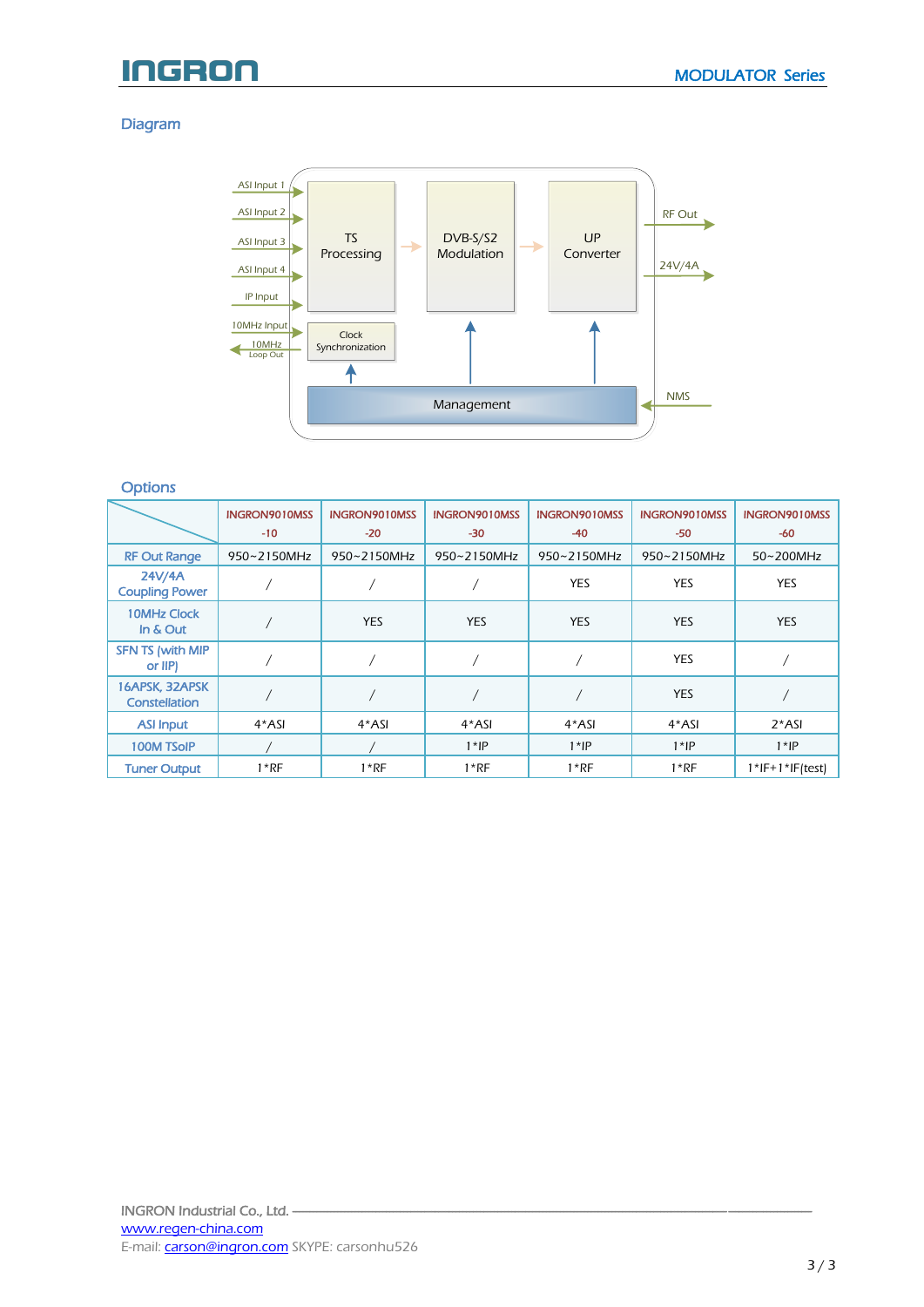## Diagram

ASI Input 1
ASI Input 2
ASI Input 3
ASI Input 4
IP Input
10MHz Input
10MHz Loop Out
TS Processing
DVB-S/S2 Modulation
UP Converter
RF Out
24V/4A
Clock Synchronization
Management
NMS

## Options

| | INGRON9010MSS -10 | INGRON9010MSS -20 | INGRON9010MSS -30 | INGRON9010MSS -40 | INGRON9010MSS -50 | INGRON9010MSS -60 |
|---|---|---|---|---|---|---|
| RF Out Range | 950~2150MHz | 950~2150MHz | 950~2150MHz | 950~2150MHz | 950~2150MHz | 50~200MHz |
| 24V/4A Coupling Power | / | / | / | YES | YES | YES |
| 10MHz Clock In & Out | / | YES | YES | YES | YES | YES |
| SFN TS (with MIP or IIP) | / | / | / | / | YES | / |
| 16APSK, 32APSK Constellation | / | / | / | / | YES | / |
| ASI Input | 4*ASI | 4*ASI | 4*ASI | 4*ASI | 4*ASI | 2*ASI |
| 100M TSoIP | / | / | 1*IP | 1*IP | 1*IP | 1*IP |
| Tuner Output | 1*RF | 1*RF | 1*RF | 1*RF | 1*RF | 1*IF+1*IF(test) |

INGRON Industrial Co., Ltd.
www.regen-china.com
E-mail: carson@ingron.com SKYPE: carsonhu526